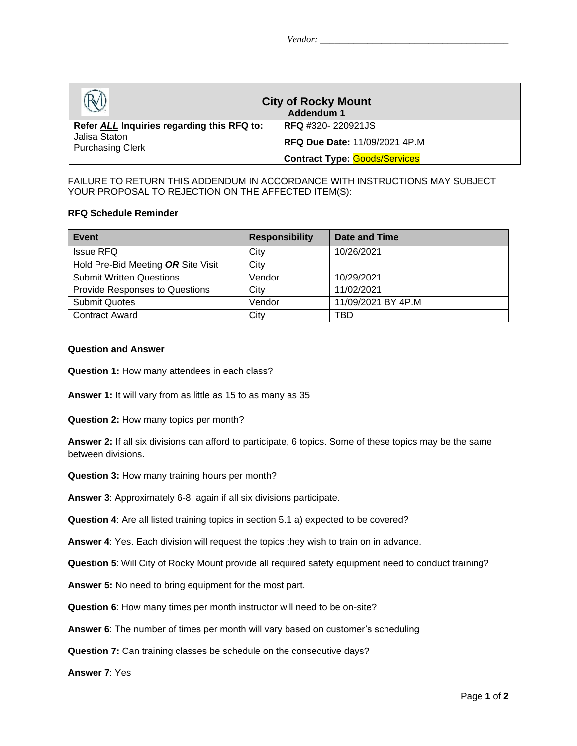Vendor: _______________________________________

| City of Rocky Mount<br>Addendum 1 | |
|---|---|
| Refer ***ALL*** Inquiries regarding this RFQ to:<br>Jalisa Staton<br>Purchasing Clerk | **RFQ** #320- 220921JS |
| | **RFQ Due Date:** 11/09/2021 4P.M |
| | **Contract Type:** Goods/Services |

FAILURE TO RETURN THIS ADDENDUM IN ACCORDANCE WITH INSTRUCTIONS MAY SUBJECT YOUR PROPOSAL TO REJECTION ON THE AFFECTED ITEM(S):

**RFQ Schedule Reminder**

| Event | Responsibility | Date and Time |
|---|---|---|
| Issue RFQ | City | 10/26/2021 |
| Hold Pre-Bid Meeting ***OR*** Site Visit | City | |
| Submit Written Questions | Vendor | 10/29/2021 |
| Provide Responses to Questions | City | 11/02/2021 |
| Submit Quotes | Vendor | 11/09/2021 BY 4P.M |
| Contract Award | City | TBD |

**Question and Answer**

**Question 1:** How many attendees in each class?

**Answer 1:** It will vary from as little as 15 to as many as 35

**Question 2:** How many topics per month?

**Answer 2:** If all six divisions can afford to participate, 6 topics. Some of these topics may be the same between divisions.

**Question 3:** How many training hours per month?

**Answer 3**: Approximately 6-8, again if all six divisions participate.

**Question 4**: Are all listed training topics in section 5.1 a) expected to be covered?

**Answer 4**: Yes. Each division will request the topics they wish to train on in advance.

**Question 5**: Will City of Rocky Mount provide all required safety equipment need to conduct training?

**Answer 5:** No need to bring equipment for the most part.

**Question 6**: How many times per month instructor will need to be on-site?

**Answer 6**: The number of times per month will vary based on customer's scheduling

**Question 7:** Can training classes be schedule on the consecutive days?

**Answer 7**: Yes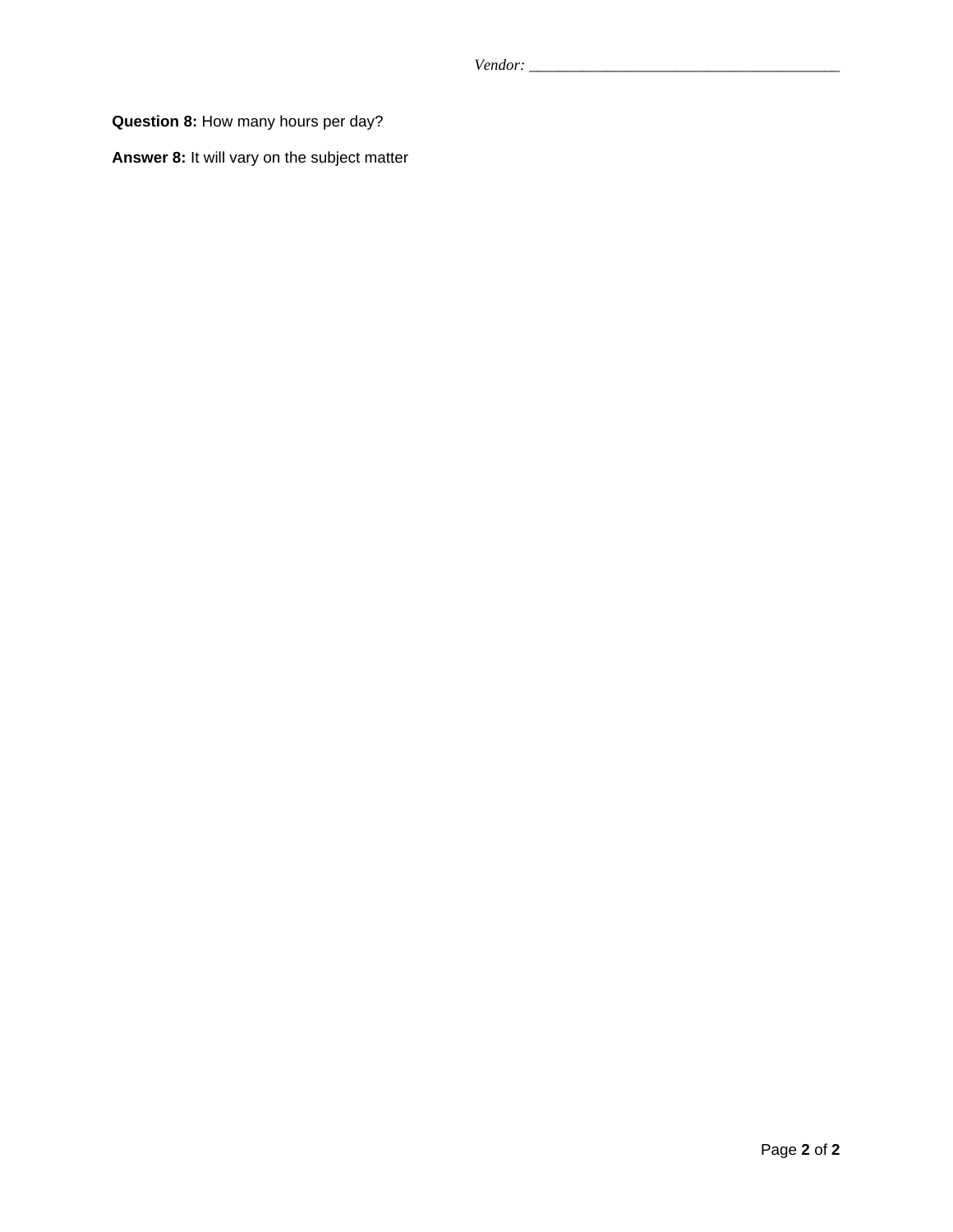**Question 8:** How many hours per day?

**Answer 8:** It will vary on the subject matter